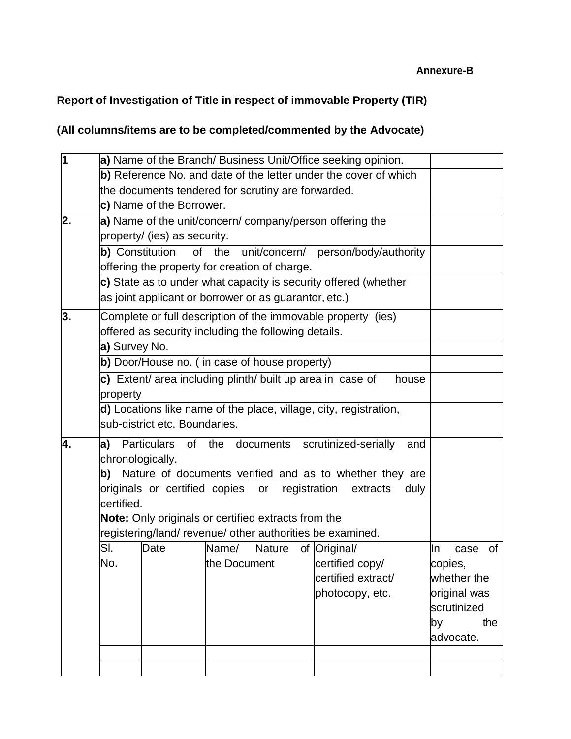Annexure-B

**Report of Investigation of Title in respect of immovable Property (TIR)**

**(All columns/items are to be completed/commented by the Advocate)**

| | | | | | |
|---|---|---|---|---|---|
| **1** | **a)** Name of the Branch/ Business Unit/Office seeking opinion. | | | | |
| | **b)** Reference No. and date of the letter under the cover of which the documents tendered for scrutiny are forwarded. | | | | |
| | **c)** Name of the Borrower. | | | | |
| **2.** | **a)** Name of the unit/concern/ company/person offering the property/ (ies) as security. | | | | |
| | **b)** Constitution of the unit/concern/ person/body/authority offering the property for creation of charge. | | | | |
| | **c)** State as to under what capacity is security offered (whether as joint applicant or borrower or as guarantor, etc.) | | | | |
| **3.** | Complete or full description of the immovable property (ies) offered as security including the following details. | | | | |
| | **a)** Survey No. | | | | |
| | **b)** Door/House no. ( in case of house property) | | | | |
| | **c)** Extent/ area including plinth/ built up area in case of house property | | | | |
| | **d)** Locations like name of the place, village, city, registration, sub-district etc. Boundaries. | | | | |
| **4.** | **a)** Particulars of the documents scrutinized-serially and chronologically.<br>**b)** Nature of documents verified and as to whether they are originals or certified copies or registration extracts duly certified.<br>**Note:** Only originals or certified extracts from the registering/land/ revenue/ other authorities be examined. | | | | |
| | Sl. No. | Date | Name/ Nature of the Document | Original/ certified copy/ certified extract/ photocopy, etc. | In case of copies, whether the original was scrutinized by the advocate. |
| | | | | | |
| | | | | | |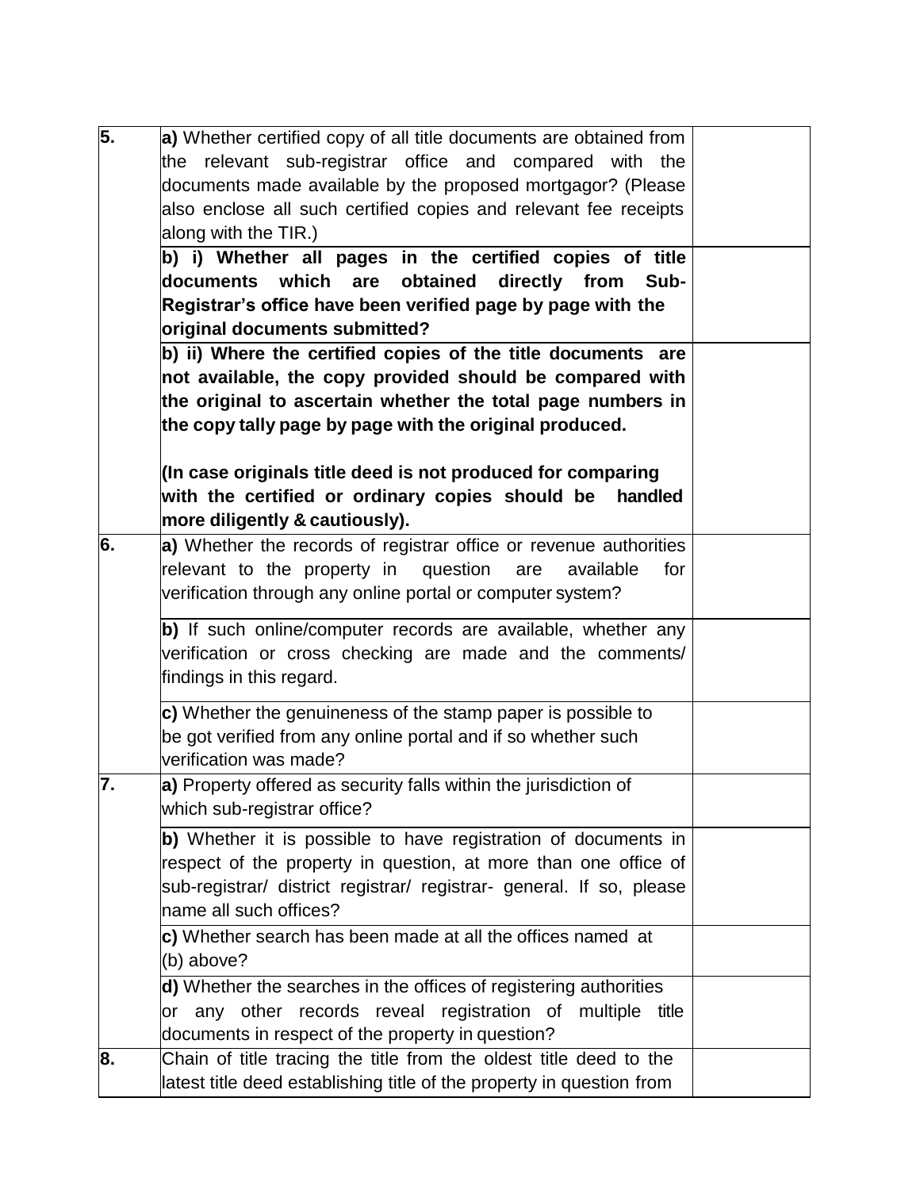| | | |
|---|---|---|
| **5.** | **a)** Whether certified copy of all title documents are obtained from the relevant sub-registrar office and compared with the documents made available by the proposed mortgagor? (Please also enclose all such certified copies and relevant fee receipts along with the TIR.) | |
| | **b) i) Whether all pages in the certified copies of title documents which are obtained directly from Sub-Registrar's office have been verified page by page with the original documents submitted?** | |
| | **b) ii) Where the certified copies of the title documents are not available, the copy provided should be compared with the original to ascertain whether the total page numbers in the copy tally page by page with the original produced.**<br><br>**(In case originals title deed is not produced for comparing with the certified or ordinary copies should be handled more diligently & cautiously).** | |
| **6.** | **a)** Whether the records of registrar office or revenue authorities relevant to the property in question are available for verification through any online portal or computer system? | |
| | **b)** If such online/computer records are available, whether any verification or cross checking are made and the comments/ findings in this regard. | |
| | **c)** Whether the genuineness of the stamp paper is possible to be got verified from any online portal and if so whether such verification was made? | |
| **7.** | **a)** Property offered as security falls within the jurisdiction of which sub-registrar office? | |
| | **b)** Whether it is possible to have registration of documents in respect of the property in question, at more than one office of sub-registrar/ district registrar/ registrar- general. If so, please name all such offices? | |
| | **c)** Whether search has been made at all the offices named at (b) above? | |
| | **d)** Whether the searches in the offices of registering authorities or any other records reveal registration of multiple title documents in respect of the property in question? | |
| **8.** | Chain of title tracing the title from the oldest title deed to the latest title deed establishing title of the property in question from | |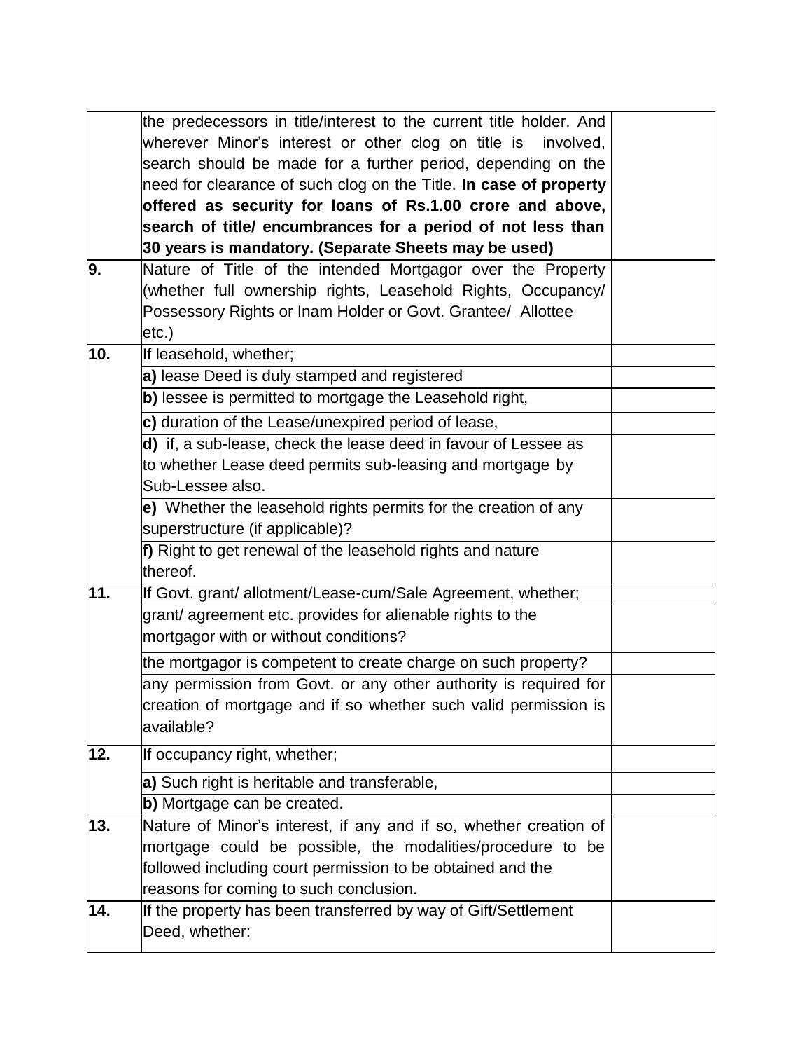| | | |
|---|---|---|
| | the predecessors in title/interest to the current title holder. And wherever Minor's interest or other clog on title is involved, search should be made for a further period, depending on the need for clearance of such clog on the Title. **In case of property offered as security for loans of Rs.1.00 crore and above, search of title/ encumbrances for a period of not less than 30 years is mandatory. (Separate Sheets may be used)** | |
| **9.** | Nature of Title of the intended Mortgagor over the Property (whether full ownership rights, Leasehold Rights, Occupancy/ Possessory Rights or Inam Holder or Govt. Grantee/ Allottee etc.) | |
| **10.** | If leasehold, whether; | |
| | **a)** lease Deed is duly stamped and registered | |
| | **b)** lessee is permitted to mortgage the Leasehold right, | |
| | **c)** duration of the Lease/unexpired period of lease, | |
| | **d)** if, a sub-lease, check the lease deed in favour of Lessee as to whether Lease deed permits sub-leasing and mortgage by Sub-Lessee also. | |
| | **e)** Whether the leasehold rights permits for the creation of any superstructure (if applicable)? | |
| | **f)** Right to get renewal of the leasehold rights and nature thereof. | |
| **11.** | If Govt. grant/ allotment/Lease-cum/Sale Agreement, whether; | |
| | grant/ agreement etc. provides for alienable rights to the mortgagor with or without conditions? | |
| | the mortgagor is competent to create charge on such property? | |
| | any permission from Govt. or any other authority is required for creation of mortgage and if so whether such valid permission is available? | |
| **12.** | If occupancy right, whether; | |
| | **a)** Such right is heritable and transferable, | |
| | **b)** Mortgage can be created. | |
| **13.** | Nature of Minor's interest, if any and if so, whether creation of mortgage could be possible, the modalities/procedure to be followed including court permission to be obtained and the reasons for coming to such conclusion. | |
| **14.** | If the property has been transferred by way of Gift/Settlement Deed, whether: | |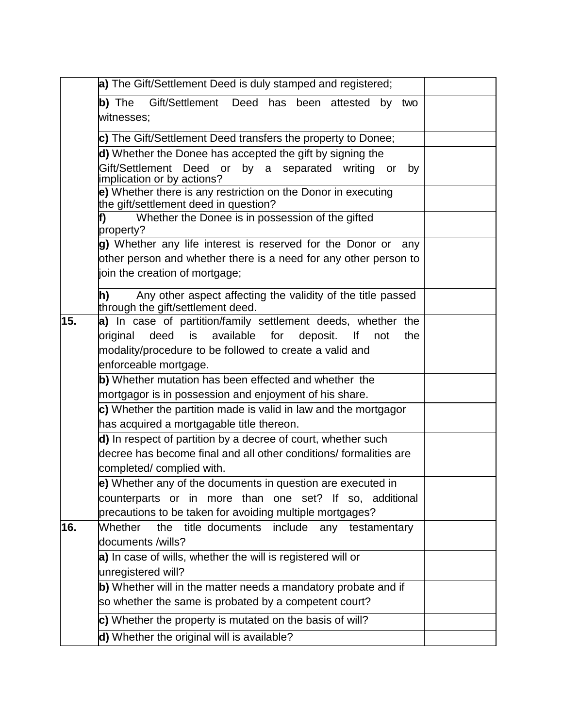| | | |
|---|---|---|
| | **a)** The Gift/Settlement Deed is duly stamped and registered; | |
| | **b)** The Gift/Settlement Deed has been attested by two witnesses; | |
| | **c)** The Gift/Settlement Deed transfers the property to Donee; | |
| | **d)** Whether the Donee has accepted the gift by signing the Gift/Settlement Deed or by a separated writing or by implication or by actions? | |
| | **e)** Whether there is any restriction on the Donor in executing the gift/settlement deed in question? | |
| | **f)** Whether the Donee is in possession of the gifted property? | |
| | **g)** Whether any life interest is reserved for the Donor or any other person and whether there is a need for any other person to join the creation of mortgage; | |
| | **h)** Any other aspect affecting the validity of the title passed through the gift/settlement deed. | |
| **15.** | **a)** In case of partition/family settlement deeds, whether the original deed is available for deposit. If not the modality/procedure to be followed to create a valid and enforceable mortgage. | |
| | **b)** Whether mutation has been effected and whether the mortgagor is in possession and enjoyment of his share. | |
| | **c)** Whether the partition made is valid in law and the mortgagor has acquired a mortgagable title thereon. | |
| | **d)** In respect of partition by a decree of court, whether such decree has become final and all other conditions/ formalities are completed/ complied with. | |
| | **e)** Whether any of the documents in question are executed in counterparts or in more than one set? If so, additional precautions to be taken for avoiding multiple mortgages? | |
| **16.** | Whether the title documents include any testamentary documents /wills? | |
| | **a)** In case of wills, whether the will is registered will or unregistered will? | |
| | **b)** Whether will in the matter needs a mandatory probate and if so whether the same is probated by a competent court? | |
| | **c)** Whether the property is mutated on the basis of will? | |
| | **d)** Whether the original will is available? | |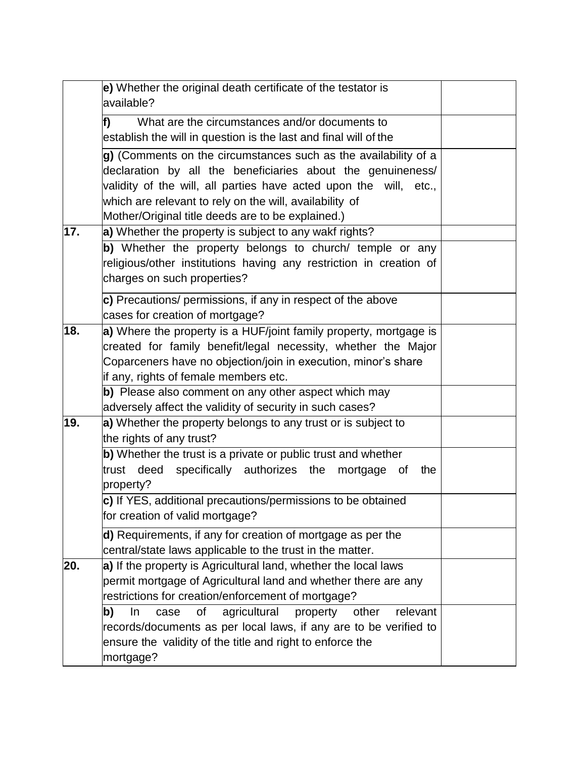| | | |
|---|---|---|
| | **e)** Whether the original death certificate of the testator is available? | |
| | **f)** What are the circumstances and/or documents to establish the will in question is the last and final will of the | |
| | **g)** (Comments on the circumstances such as the availability of a declaration by all the beneficiaries about the genuineness/ validity of the will, all parties have acted upon the will, etc., which are relevant to rely on the will, availability of Mother/Original title deeds are to be explained.) | |
| **17.** | **a)** Whether the property is subject to any wakf rights? | |
| | **b)** Whether the property belongs to church/ temple or any religious/other institutions having any restriction in creation of charges on such properties? | |
| | **c)** Precautions/ permissions, if any in respect of the above cases for creation of mortgage? | |
| **18.** | **a)** Where the property is a HUF/joint family property, mortgage is created for family benefit/legal necessity, whether the Major Coparceners have no objection/join in execution, minor's share if any, rights of female members etc. | |
| | **b)** Please also comment on any other aspect which may adversely affect the validity of security in such cases? | |
| **19.** | **a)** Whether the property belongs to any trust or is subject to the rights of any trust? | |
| | **b)** Whether the trust is a private or public trust and whether trust deed specifically authorizes the mortgage of the property? | |
| | **c)** If YES, additional precautions/permissions to be obtained for creation of valid mortgage? | |
| | **d)** Requirements, if any for creation of mortgage as per the central/state laws applicable to the trust in the matter. | |
| **20.** | **a)** If the property is Agricultural land, whether the local laws permit mortgage of Agricultural land and whether there are any restrictions for creation/enforcement of mortgage? | |
| | **b)** In case of agricultural property other relevant records/documents as per local laws, if any are to be verified to ensure the validity of the title and right to enforce the mortgage? | |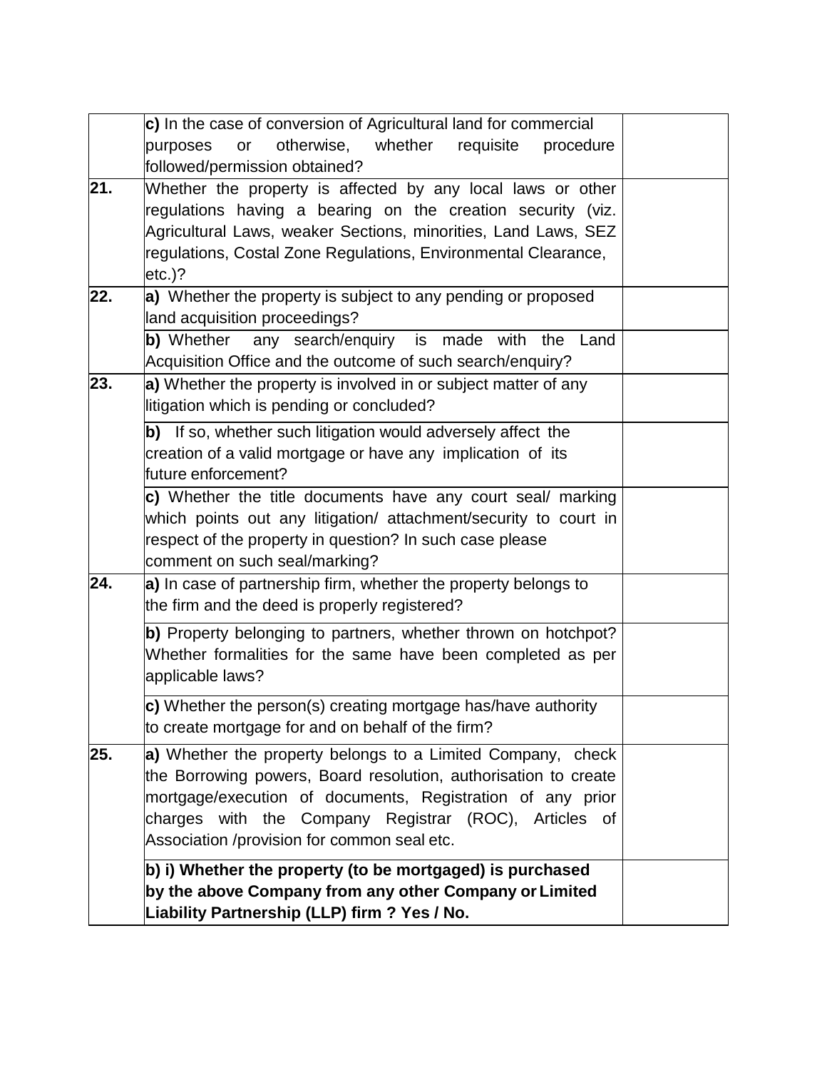| | | |
|---|---|---|
| | **c)** In the case of conversion of Agricultural land for commercial purposes or otherwise, whether requisite procedure followed/permission obtained? | |
| **21.** | Whether the property is affected by any local laws or other regulations having a bearing on the creation security (viz. Agricultural Laws, weaker Sections, minorities, Land Laws, SEZ regulations, Costal Zone Regulations, Environmental Clearance, etc.)? | |
| **22.** | **a)** Whether the property is subject to any pending or proposed land acquisition proceedings? | |
| | **b)** Whether any search/enquiry is made with the Land Acquisition Office and the outcome of such search/enquiry? | |
| **23.** | **a)** Whether the property is involved in or subject matter of any litigation which is pending or concluded? | |
| | **b)** If so, whether such litigation would adversely affect the creation of a valid mortgage or have any implication of its future enforcement? | |
| | **c)** Whether the title documents have any court seal/ marking which points out any litigation/ attachment/security to court in respect of the property in question? In such case please comment on such seal/marking? | |
| **24.** | **a)** In case of partnership firm, whether the property belongs to the firm and the deed is properly registered? | |
| | **b)** Property belonging to partners, whether thrown on hotchpot? Whether formalities for the same have been completed as per applicable laws? | |
| | **c)** Whether the person(s) creating mortgage has/have authority to create mortgage for and on behalf of the firm? | |
| **25.** | **a)** Whether the property belongs to a Limited Company, check the Borrowing powers, Board resolution, authorisation to create mortgage/execution of documents, Registration of any prior charges with the Company Registrar (ROC), Articles of Association /provision for common seal etc. | |
| | **b) i) Whether the property (to be mortgaged) is purchased by the above Company from any other Company or Limited Liability Partnership (LLP) firm ? Yes / No.** | |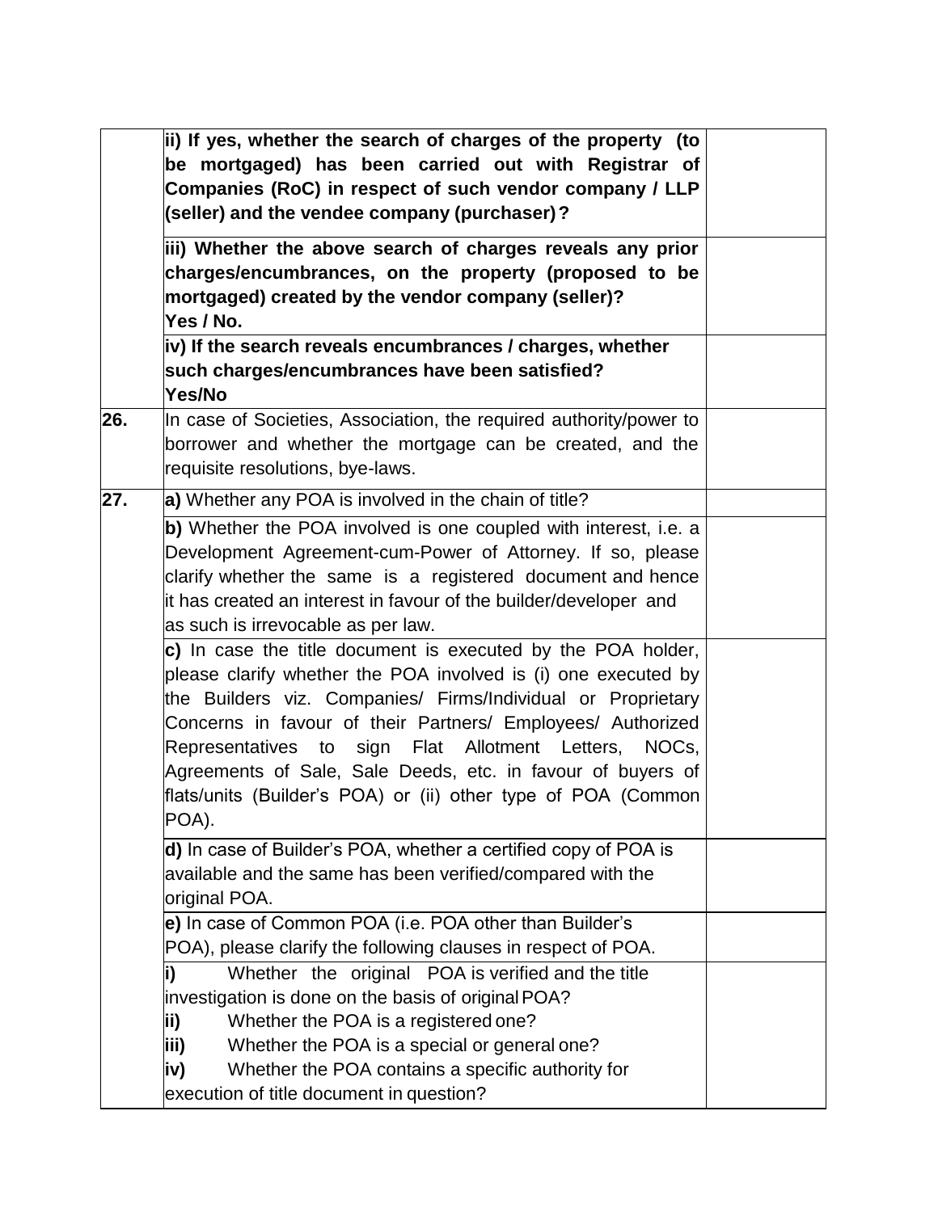|  |  |  |
|---|---|---|
|  | **ii) If yes, whether the search of charges of the property (to be mortgaged) has been carried out with Registrar of Companies (RoC) in respect of such vendor company / LLP (seller) and the vendee company (purchaser)?** |  |
|  | **iii) Whether the above search of charges reveals any prior charges/encumbrances, on the property (proposed to be mortgaged) created by the vendor company (seller)?<br>Yes / No.** |  |
|  | **iv) If the search reveals encumbrances / charges, whether such charges/encumbrances have been satisfied?<br>Yes/No** |  |
| **26.** | In case of Societies, Association, the required authority/power to borrower and whether the mortgage can be created, and the requisite resolutions, bye-laws. |  |
| **27.** | **a)** Whether any POA is involved in the chain of title? |  |
|  | **b)** Whether the POA involved is one coupled with interest, i.e. a Development Agreement-cum-Power of Attorney. If so, please clarify whether the same is a registered document and hence it has created an interest in favour of the builder/developer and as such is irrevocable as per law. |  |
|  | **c)** In case the title document is executed by the POA holder, please clarify whether the POA involved is (i) one executed by the Builders viz. Companies/ Firms/Individual or Proprietary Concerns in favour of their Partners/ Employees/ Authorized Representatives to sign Flat Allotment Letters, NOCs, Agreements of Sale, Sale Deeds, etc. in favour of buyers of flats/units (Builder's POA) or (ii) other type of POA (Common POA). |  |
|  | **d)** In case of Builder's POA, whether a certified copy of POA is available and the same has been verified/compared with the original POA. |  |
|  | **e)** In case of Common POA (i.e. POA other than Builder's POA), please clarify the following clauses in respect of POA. |  |
|  | **i)** Whether the original POA is verified and the title investigation is done on the basis of original POA?<br>**ii)** Whether the POA is a registered one?<br>**iii)** Whether the POA is a special or general one?<br>**iv)** Whether the POA contains a specific authority for execution of title document in question? |  |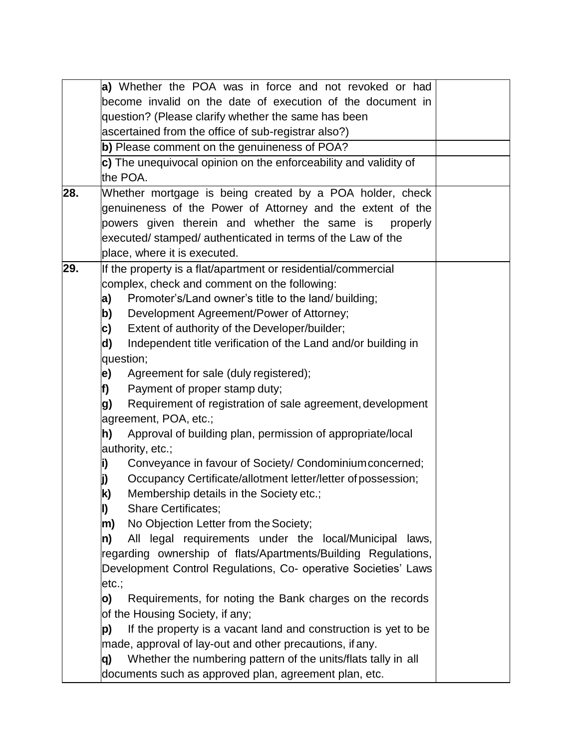| | | |
|---|---|---|
| | **a)** Whether the POA was in force and not revoked or had become invalid on the date of execution of the document in question? (Please clarify whether the same has been ascertained from the office of sub-registrar also?) | |
| | **b)** Please comment on the genuineness of POA? | |
| | **c)** The unequivocal opinion on the enforceability and validity of the POA. | |
| **28.** | Whether mortgage is being created by a POA holder, check genuineness of the Power of Attorney and the extent of the powers given therein and whether the same is properly executed/ stamped/ authenticated in terms of the Law of the place, where it is executed. | |
| **29.** | If the property is a flat/apartment or residential/commercial complex, check and comment on the following:<br>**a)** Promoter's/Land owner's title to the land/ building;<br>**b)** Development Agreement/Power of Attorney;<br>**c)** Extent of authority of the Developer/builder;<br>**d)** Independent title verification of the Land and/or building in question;<br>**e)** Agreement for sale (duly registered);<br>**f)** Payment of proper stamp duty;<br>**g)** Requirement of registration of sale agreement, development agreement, POA, etc.;<br>**h)** Approval of building plan, permission of appropriate/local authority, etc.;<br>**i)** Conveyance in favour of Society/ Condominium concerned;<br>**j)** Occupancy Certificate/allotment letter/letter of possession;<br>**k)** Membership details in the Society etc.;<br>**l)** Share Certificates;<br>**m)** No Objection Letter from the Society;<br>**n)** All legal requirements under the local/Municipal laws, regarding ownership of flats/Apartments/Building Regulations, Development Control Regulations, Co- operative Societies' Laws etc.;<br>**o)** Requirements, for noting the Bank charges on the records of the Housing Society, if any;<br>**p)** If the property is a vacant land and construction is yet to be made, approval of lay-out and other precautions, if any.<br>**q)** Whether the numbering pattern of the units/flats tally in all documents such as approved plan, agreement plan, etc. | |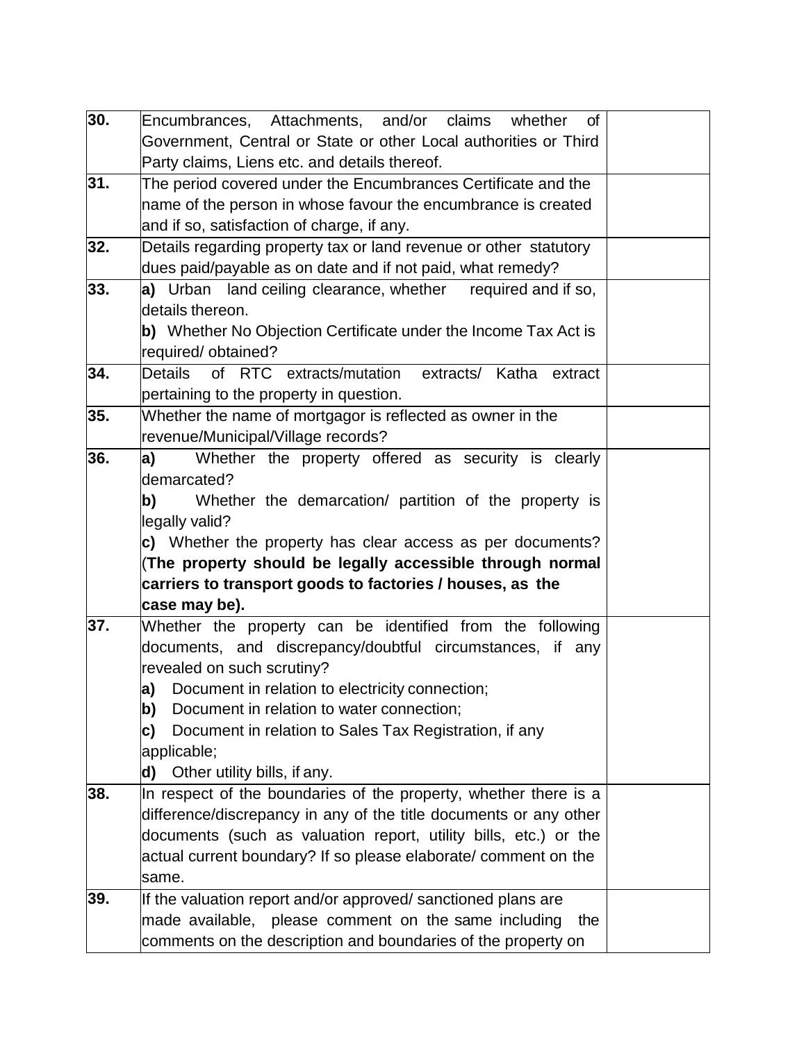| | | |
|---|---|---|
| **30.** | Encumbrances, Attachments, and/or claims whether of Government, Central or State or other Local authorities or Third Party claims, Liens etc. and details thereof. | |
| **31.** | The period covered under the Encumbrances Certificate and the name of the person in whose favour the encumbrance is created and if so, satisfaction of charge, if any. | |
| **32.** | Details regarding property tax or land revenue or other statutory dues paid/payable as on date and if not paid, what remedy? | |
| **33.** | **a)** Urban land ceiling clearance, whether required and if so, details thereon.<br>**b)** Whether No Objection Certificate under the Income Tax Act is required/ obtained? | |
| **34.** | Details of RTC extracts/mutation extracts/ Katha extract pertaining to the property in question. | |
| **35.** | Whether the name of mortgagor is reflected as owner in the revenue/Municipal/Village records? | |
| **36.** | **a)** Whether the property offered as security is clearly demarcated?<br>**b)** Whether the demarcation/ partition of the property is legally valid?<br>**c)** Whether the property has clear access as per documents? (**The property should be legally accessible through normal carriers to transport goods to factories / houses, as the case may be).** | |
| **37.** | Whether the property can be identified from the following documents, and discrepancy/doubtful circumstances, if any revealed on such scrutiny?<br>**a)** Document in relation to electricity connection;<br>**b)** Document in relation to water connection;<br>**c)** Document in relation to Sales Tax Registration, if any applicable;<br>**d)** Other utility bills, if any. | |
| **38.** | In respect of the boundaries of the property, whether there is a difference/discrepancy in any of the title documents or any other documents (such as valuation report, utility bills, etc.) or the actual current boundary? If so please elaborate/ comment on the same. | |
| **39.** | If the valuation report and/or approved/ sanctioned plans are made available, please comment on the same including the comments on the description and boundaries of the property on | |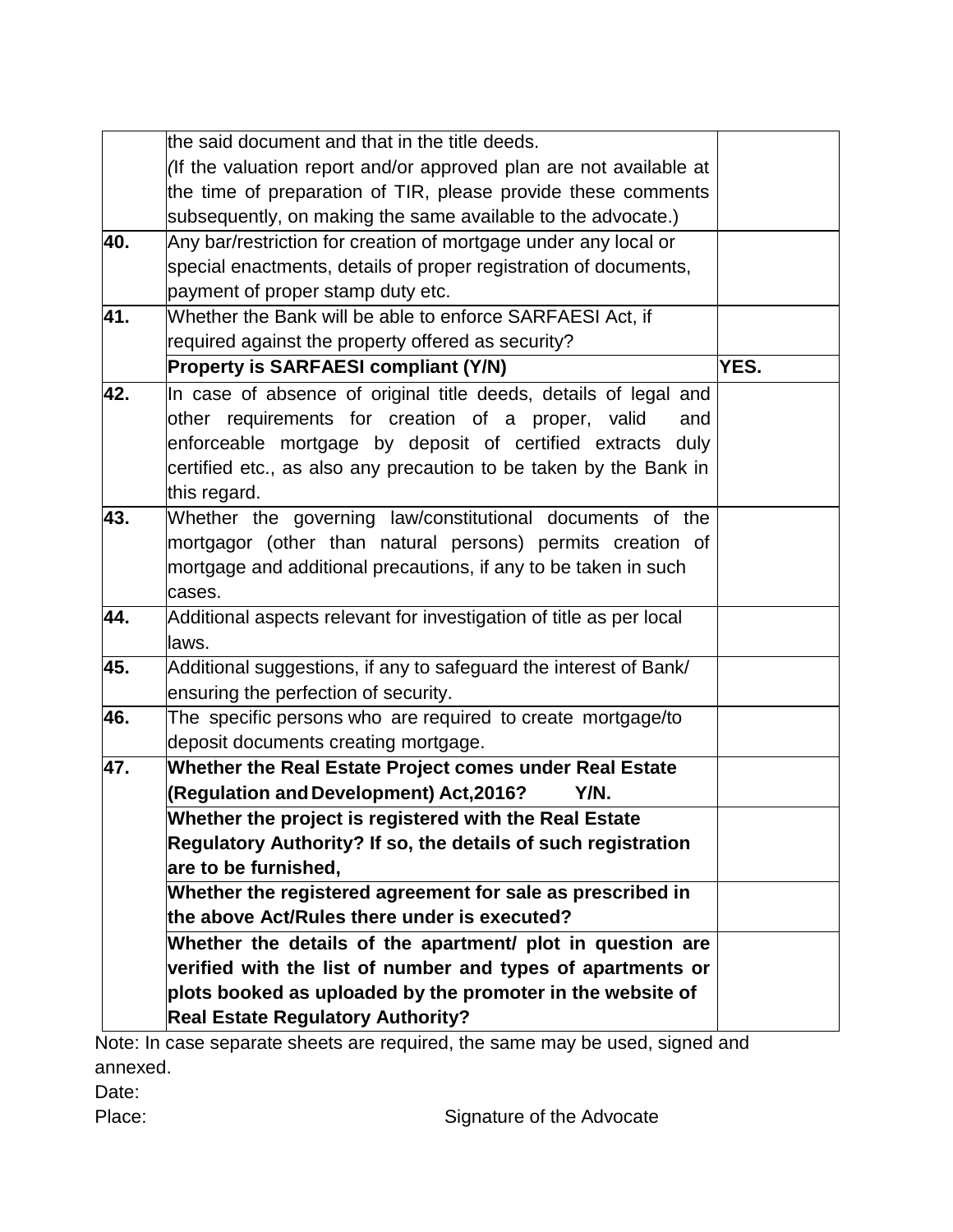| | | |
|---|---|---|
| | the said document and that in the title deeds. (If the valuation report and/or approved plan are not available at the time of preparation of TIR, please provide these comments subsequently, on making the same available to the advocate.) | |
| **40.** | Any bar/restriction for creation of mortgage under any local or special enactments, details of proper registration of documents, payment of proper stamp duty etc. | |
| **41.** | Whether the Bank will be able to enforce SARFAESI Act, if required against the property offered as security? | |
| | **Property is SARFAESI compliant (Y/N)** | **YES.** |
| **42.** | In case of absence of original title deeds, details of legal and other requirements for creation of a proper, valid and enforceable mortgage by deposit of certified extracts duly certified etc., as also any precaution to be taken by the Bank in this regard. | |
| **43.** | Whether the governing law/constitutional documents of the mortgagor (other than natural persons) permits creation of mortgage and additional precautions, if any to be taken in such cases. | |
| **44.** | Additional aspects relevant for investigation of title as per local laws. | |
| **45.** | Additional suggestions, if any to safeguard the interest of Bank/ ensuring the perfection of security. | |
| **46.** | The specific persons who are required to create mortgage/to deposit documents creating mortgage. | |
| **47.** | **Whether the Real Estate Project comes under Real Estate (Regulation and Development) Act,2016? Y/N.** | |
| | **Whether the project is registered with the Real Estate Regulatory Authority? If so, the details of such registration are to be furnished,** | |
| | **Whether the registered agreement for sale as prescribed in the above Act/Rules there under is executed?** | |
| | **Whether the details of the apartment/ plot in question are verified with the list of number and types of apartments or plots booked as uploaded by the promoter in the website of Real Estate Regulatory Authority?** | |

Note: In case separate sheets are required, the same may be used, signed and annexed.

Date:

Place: Signature of the Advocate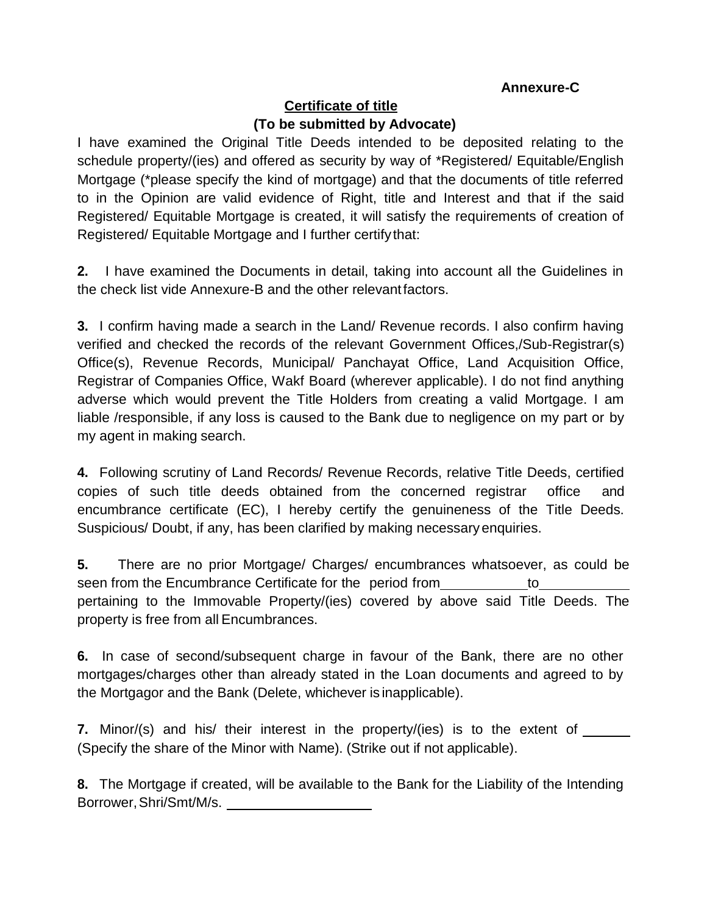**Annexure-C**

## Certificate of title

**(To be submitted by Advocate)**

I have examined the Original Title Deeds intended to be deposited relating to the schedule property/(ies) and offered as security by way of *Registered/ Equitable/English Mortgage (*please specify the kind of mortgage) and that the documents of title referred to in the Opinion are valid evidence of Right, title and Interest and that if the said Registered/ Equitable Mortgage is created, it will satisfy the requirements of creation of Registered/ Equitable Mortgage and I further certify that:

**2.** I have examined the Documents in detail, taking into account all the Guidelines in the check list vide Annexure-B and the other relevant factors.

**3.** I confirm having made a search in the Land/ Revenue records. I also confirm having verified and checked the records of the relevant Government Offices,/Sub-Registrar(s) Office(s), Revenue Records, Municipal/ Panchayat Office, Land Acquisition Office, Registrar of Companies Office, Wakf Board (wherever applicable). I do not find anything adverse which would prevent the Title Holders from creating a valid Mortgage. I am liable /responsible, if any loss is caused to the Bank due to negligence on my part or by my agent in making search.

**4.** Following scrutiny of Land Records/ Revenue Records, relative Title Deeds, certified copies of such title deeds obtained from the concerned registrar office and encumbrance certificate (EC), I hereby certify the genuineness of the Title Deeds. Suspicious/ Doubt, if any, has been clarified by making necessary enquiries.

**5.** There are no prior Mortgage/ Charges/ encumbrances whatsoever, as could be seen from the Encumbrance Certificate for the period from ___________ to ___________ pertaining to the Immovable Property/(ies) covered by above said Title Deeds. The property is free from all Encumbrances.

**6.** In case of second/subsequent charge in favour of the Bank, there are no other mortgages/charges other than already stated in the Loan documents and agreed to by the Mortgagor and the Bank (Delete, whichever is inapplicable).

**7.** Minor/(s) and his/ their interest in the property/(ies) is to the extent of ______ (Specify the share of the Minor with Name). (Strike out if not applicable).

**8.** The Mortgage if created, will be available to the Bank for the Liability of the Intending Borrower, Shri/Smt/M/s. ___________________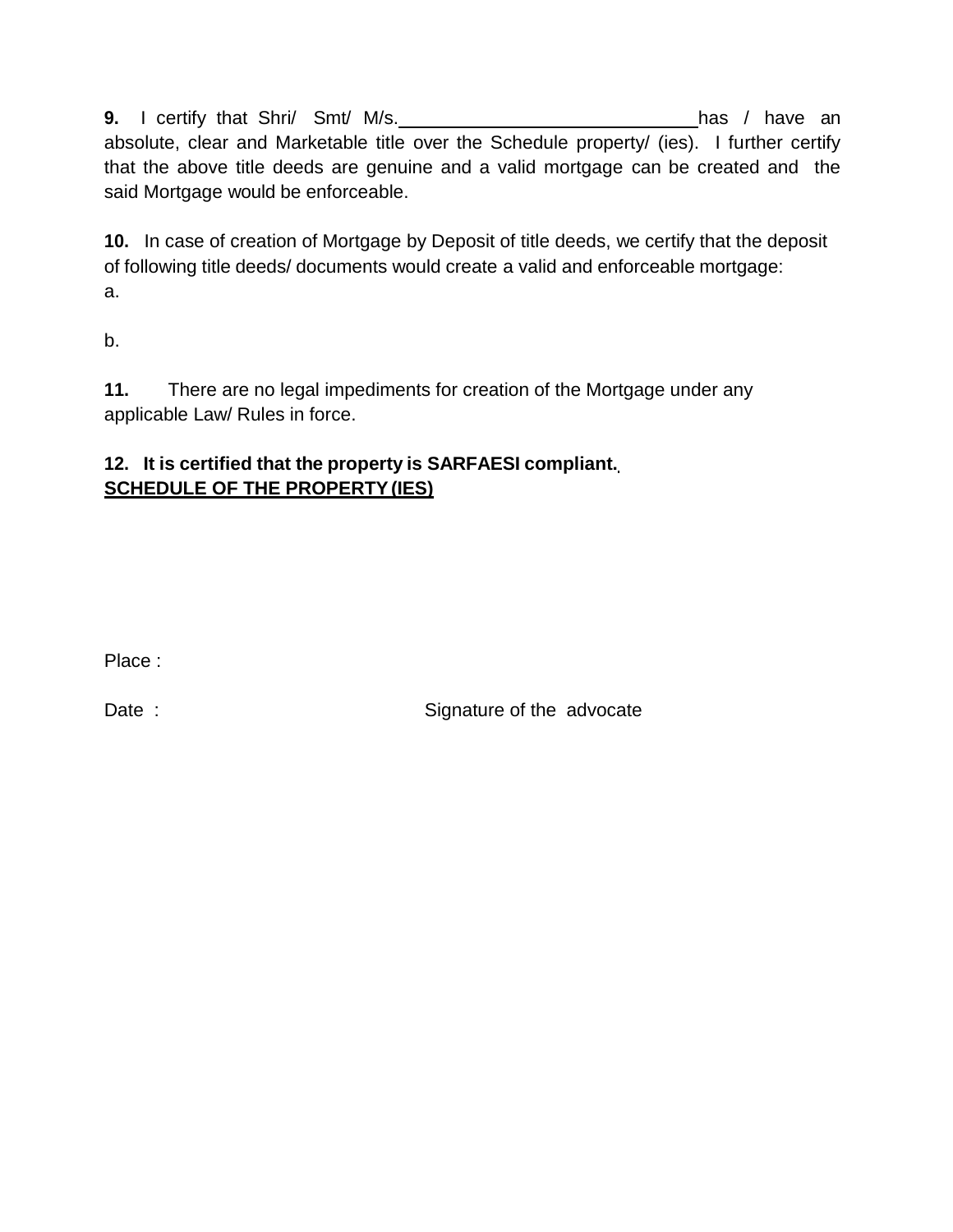**9.** I certify that Shri/ Smt/ M/s.______________________________has / have an absolute, clear and Marketable title over the Schedule property/ (ies). I further certify that the above title deeds are genuine and a valid mortgage can be created and the said Mortgage would be enforceable.

**10.** In case of creation of Mortgage by Deposit of title deeds, we certify that the deposit of following title deeds/ documents would create a valid and enforceable mortgage:

a.

b.

**11.** There are no legal impediments for creation of the Mortgage under any applicable Law/ Rules in force.

**12. It is certified that the property is SARFAESI compliant.**

**SCHEDULE OF THE PROPERTY (IES)**

Place :

Date : Signature of the advocate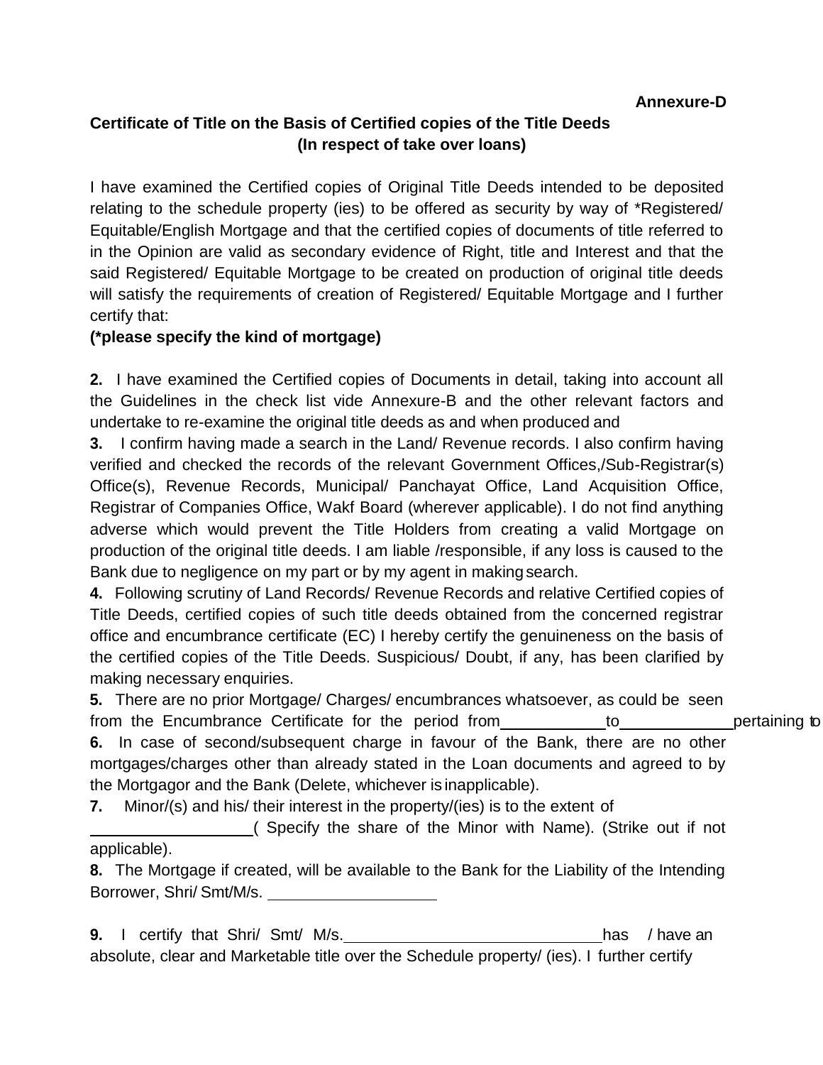**Annexure-D**

**Certificate of Title on the Basis of Certified copies of the Title Deeds (In respect of take over loans)**

I have examined the Certified copies of Original Title Deeds intended to be deposited relating to the schedule property (ies) to be offered as security by way of *Registered/ Equitable/English Mortgage and that the certified copies of documents of title referred to in the Opinion are valid as secondary evidence of Right, title and Interest and that the said Registered/ Equitable Mortgage to be created on production of original title deeds will satisfy the requirements of creation of Registered/ Equitable Mortgage and I further certify that:

**(*please specify the kind of mortgage)**

**2.** I have examined the Certified copies of Documents in detail, taking into account all the Guidelines in the check list vide Annexure-B and the other relevant factors and undertake to re-examine the original title deeds as and when produced and

**3.** I confirm having made a search in the Land/ Revenue records. I also confirm having verified and checked the records of the relevant Government Offices,/Sub-Registrar(s) Office(s), Revenue Records, Municipal/ Panchayat Office, Land Acquisition Office, Registrar of Companies Office, Wakf Board (wherever applicable). I do not find anything adverse which would prevent the Title Holders from creating a valid Mortgage on production of the original title deeds. I am liable /responsible, if any loss is caused to the Bank due to negligence on my part or by my agent in making search.

**4.** Following scrutiny of Land Records/ Revenue Records and relative Certified copies of Title Deeds, certified copies of such title deeds obtained from the concerned registrar office and encumbrance certificate (EC) I hereby certify the genuineness on the basis of the certified copies of the Title Deeds. Suspicious/ Doubt, if any, has been clarified by making necessary enquiries.

**5.** There are no prior Mortgage/ Charges/ encumbrances whatsoever, as could be seen from the Encumbrance Certificate for the period from ____________ to _____________ pertaining to

**6.** In case of second/subsequent charge in favour of the Bank, there are no other mortgages/charges other than already stated in the Loan documents and agreed to by the Mortgagor and the Bank (Delete, whichever is inapplicable).

**7.** Minor/(s) and his/ their interest in the property/(ies) is to the extent of __________________( Specify the share of the Minor with Name). (Strike out if not applicable).

**8.** The Mortgage if created, will be available to the Bank for the Liability of the Intending Borrower, Shri/ Smt/M/s. ___________________

**9.** I certify that Shri/ Smt/ M/s.______________________________has / have an absolute, clear and Marketable title over the Schedule property/ (ies). I further certify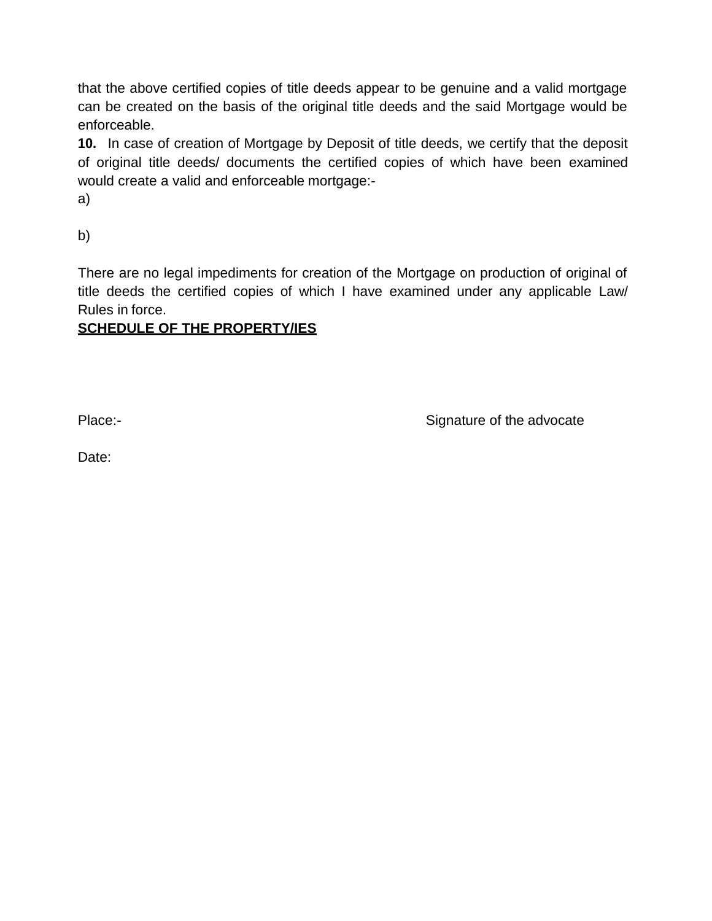that the above certified copies of title deeds appear to be genuine and a valid mortgage can be created on the basis of the original title deeds and the said Mortgage would be enforceable.

**10.** In case of creation of Mortgage by Deposit of title deeds, we certify that the deposit of original title deeds/ documents the certified copies of which have been examined would create a valid and enforceable mortgage:-

a)

b)

There are no legal impediments for creation of the Mortgage on production of original of title deeds the certified copies of which I have examined under any applicable Law/ Rules in force.

**SCHEDULE OF THE PROPERTY/IES**

Place:- Signature of the advocate

Date: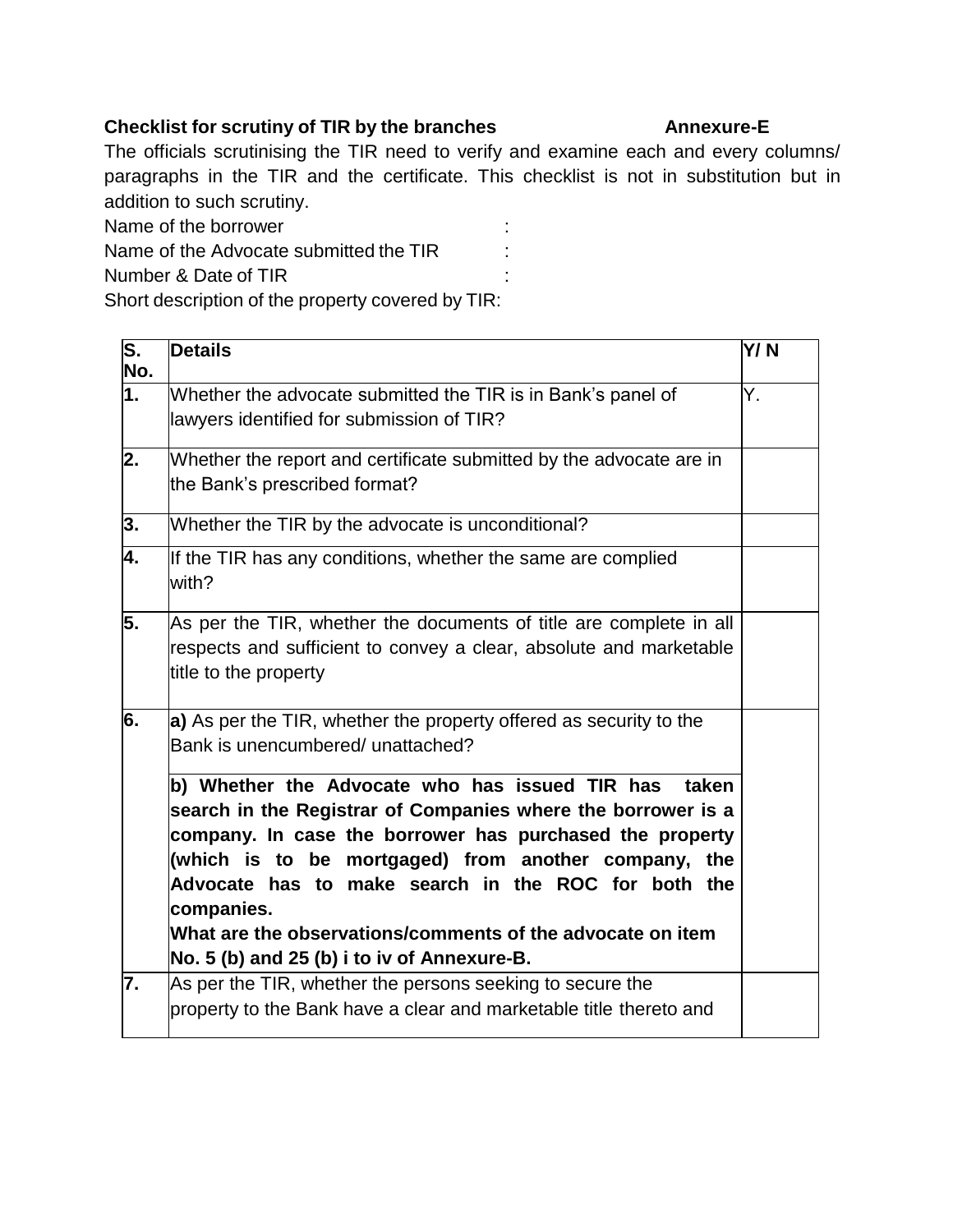**Checklist for scrutiny of TIR by the branches** **Annexure-E**

The officials scrutinising the TIR need to verify and examine each and every columns/ paragraphs in the TIR and the certificate. This checklist is not in substitution but in addition to such scrutiny.

Name of the borrower :

Name of the Advocate submitted the TIR :

Number & Date of TIR :

Short description of the property covered by TIR:

| S. No. | Details | Y/ N |
|---|---|---|
| **1.** | Whether the advocate submitted the TIR is in Bank's panel of lawyers identified for submission of TIR? | Y. |
| **2.** | Whether the report and certificate submitted by the advocate are in the Bank's prescribed format? | |
| **3.** | Whether the TIR by the advocate is unconditional? | |
| **4.** | If the TIR has any conditions, whether the same are complied with? | |
| **5.** | As per the TIR, whether the documents of title are complete in all respects and sufficient to convey a clear, absolute and marketable title to the property | |
| **6.** | **a)** As per the TIR, whether the property offered as security to the Bank is unencumbered/ unattached?<br><br>**b) Whether the Advocate who has issued TIR has taken search in the Registrar of Companies where the borrower is a company. In case the borrower has purchased the property (which is to be mortgaged) from another company, the Advocate has to make search in the ROC for both the companies.**<br>**What are the observations/comments of the advocate on item No. 5 (b) and 25 (b) i to iv of Annexure-B.** | |
| **7.** | As per the TIR, whether the persons seeking to secure the property to the Bank have a clear and marketable title thereto and | |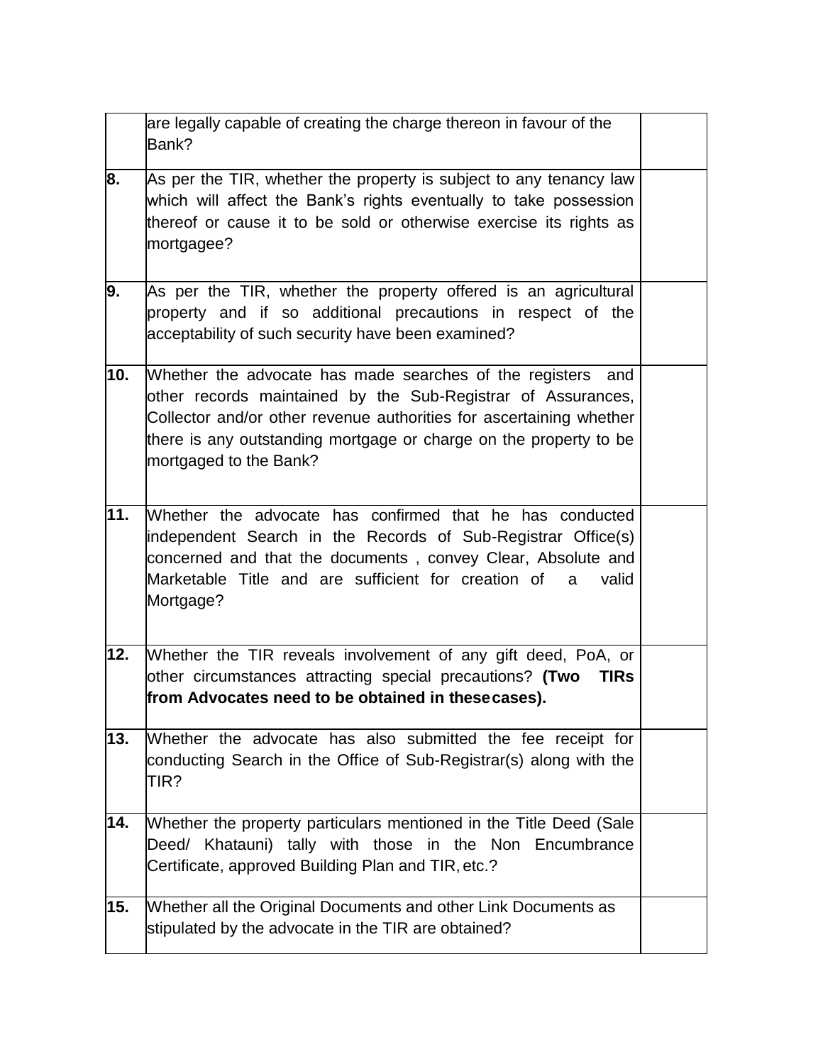|  |  |  |
|---|---|---|
|  | are legally capable of creating the charge thereon in favour of the Bank? |  |
| **8.** | As per the TIR, whether the property is subject to any tenancy law which will affect the Bank's rights eventually to take possession thereof or cause it to be sold or otherwise exercise its rights as mortgagee? |  |
| **9.** | As per the TIR, whether the property offered is an agricultural property and if so additional precautions in respect of the acceptability of such security have been examined? |  |
| **10.** | Whether the advocate has made searches of the registers and other records maintained by the Sub-Registrar of Assurances, Collector and/or other revenue authorities for ascertaining whether there is any outstanding mortgage or charge on the property to be mortgaged to the Bank? |  |
| **11.** | Whether the advocate has confirmed that he has conducted independent Search in the Records of Sub-Registrar Office(s) concerned and that the documents , convey Clear, Absolute and Marketable Title and are sufficient for creation of a valid Mortgage? |  |
| **12.** | Whether the TIR reveals involvement of any gift deed, PoA, or other circumstances attracting special precautions? **(Two TIRs from Advocates need to be obtained in these cases).** |  |
| **13.** | Whether the advocate has also submitted the fee receipt for conducting Search in the Office of Sub-Registrar(s) along with the TIR? |  |
| **14.** | Whether the property particulars mentioned in the Title Deed (Sale Deed/ Khatauni) tally with those in the Non Encumbrance Certificate, approved Building Plan and TIR, etc.? |  |
| **15.** | Whether all the Original Documents and other Link Documents as stipulated by the advocate in the TIR are obtained? |  |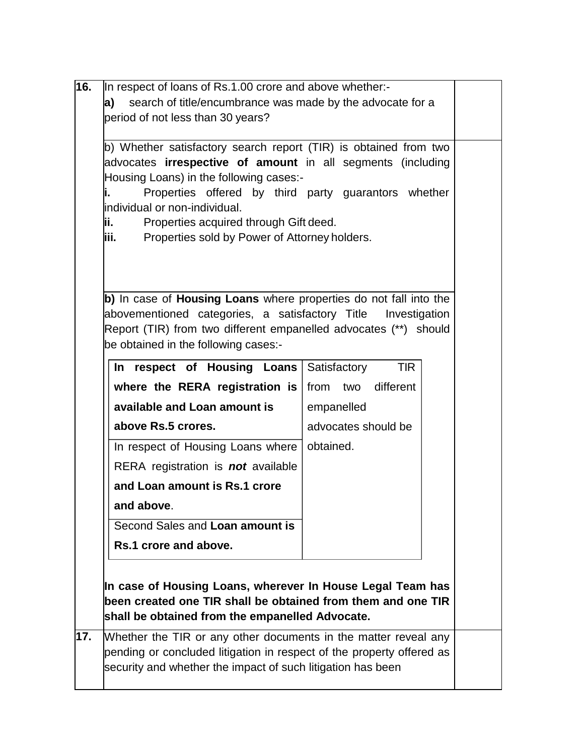| | | |
|---|---|---|
| **16.** | In respect of loans of Rs.1.00 crore and above whether:-<br>**a)** search of title/encumbrance was made by the advocate for a period of not less than 30 years? | |
| | b) Whether satisfactory search report (TIR) is obtained from two advocates **irrespective of amount** in all segments (including Housing Loans) in the following cases:-<br>**i.** Properties offered by third party guarantors whether individual or non-individual.<br>**ii.** Properties acquired through Gift deed.<br>**iii.** Properties sold by Power of Attorney holders. | |
| | **b)** In case of **Housing Loans** where properties do not fall into the abovementioned categories, a satisfactory Title Investigation Report (TIR) from two different empanelled advocates (**) should be obtained in the following cases:-<br><br>• **In respect of Housing Loans where the RERA registration is available and Loan amount is above Rs.5 crores.** — Satisfactory TIR from two different empanelled advocates should be obtained.<br>• In respect of Housing Loans where RERA registration is ***not*** available **and Loan amount is Rs.1 crore and above**. — Satisfactory TIR from two different empanelled advocates should be obtained.<br>• Second Sales and **Loan amount is Rs.1 crore and above.** — Satisfactory TIR from two different empanelled advocates should be obtained.<br><br>**In case of Housing Loans, wherever In House Legal Team has been created one TIR shall be obtained from them and one TIR shall be obtained from the empanelled Advocate.** | |
| **17.** | Whether the TIR or any other documents in the matter reveal any pending or concluded litigation in respect of the property offered as security and whether the impact of such litigation has been | |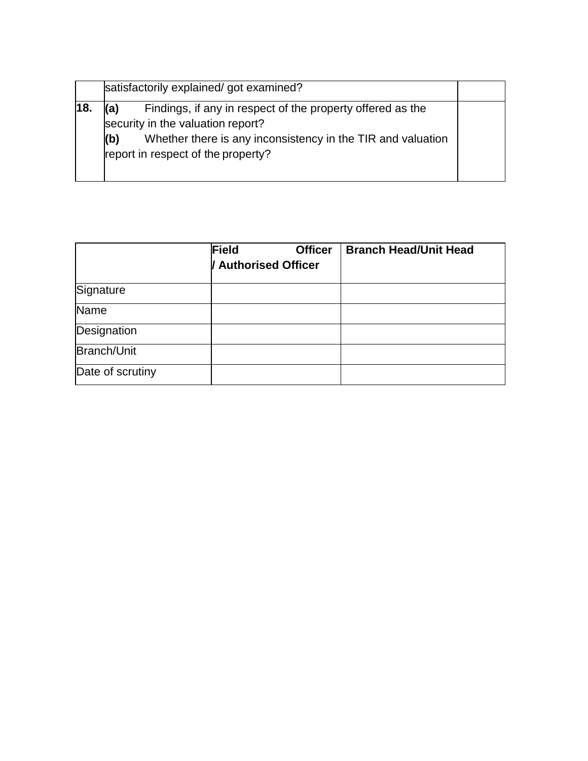| | | |
|---|---|---|
| | satisfactorily explained/ got examined? | |
| **18.** | **(a)** Findings, if any in respect of the property offered as the security in the valuation report?<br>**(b)** Whether there is any inconsistency in the TIR and valuation report in respect of the property? | |

| | **Field Officer / Authorised Officer** | **Branch Head/Unit Head** |
|---|---|---|
| Signature | | |
| Name | | |
| Designation | | |
| Branch/Unit | | |
| Date of scrutiny | | |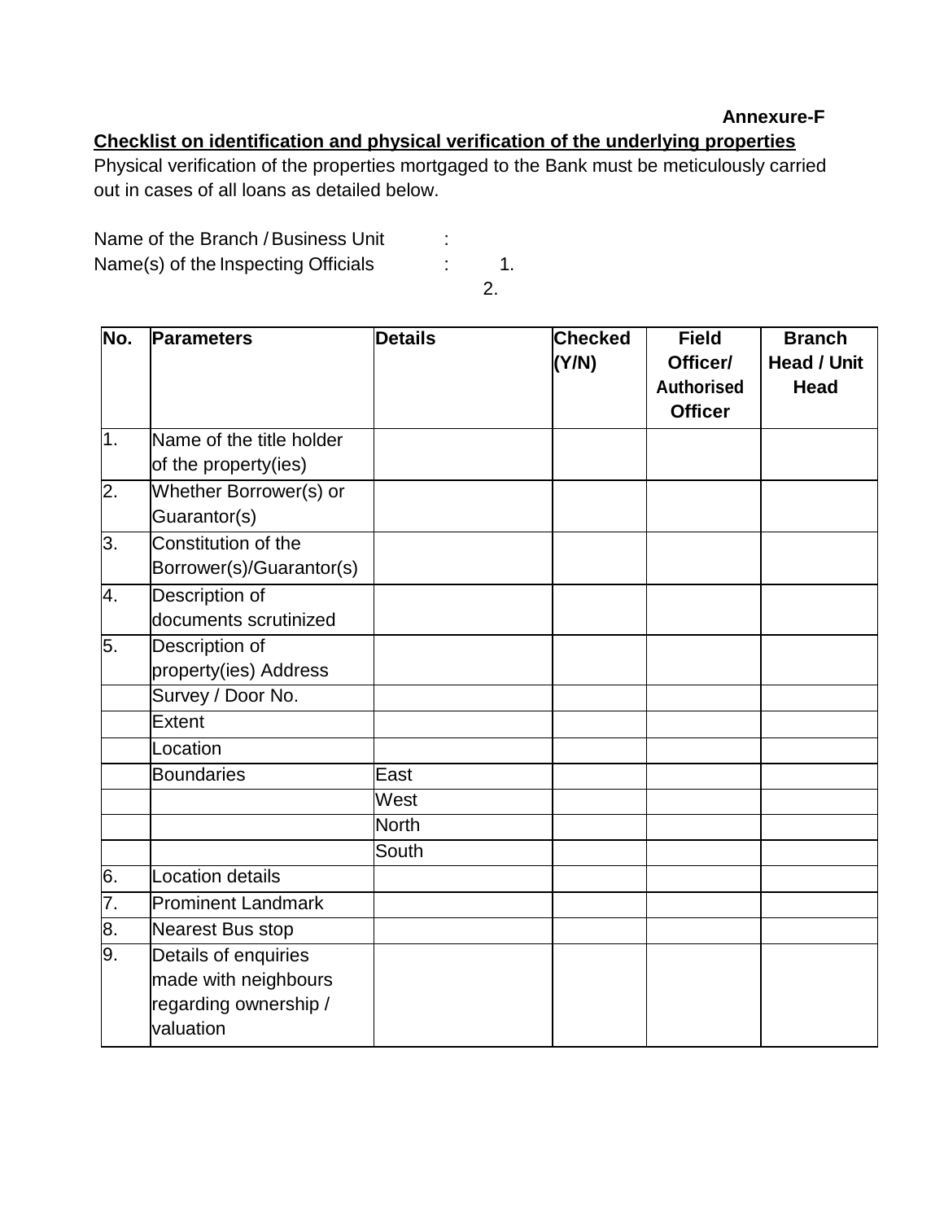**Annexure-F**

**<u>Checklist on identification and physical verification of the underlying properties</u>**

Physical verification of the properties mortgaged to the Bank must be meticulously carried out in cases of all loans as detailed below.

Name of the Branch / Business Unit :

Name(s) of the Inspecting Officials : 1.

2.

| No. | Parameters | Details | Checked (Y/N) | Field Officer/ Authorised Officer | Branch Head / Unit Head |
|---|---|---|---|---|---|
| 1. | Name of the title holder of the property(ies) | | | | |
| 2. | Whether Borrower(s) or Guarantor(s) | | | | |
| 3. | Constitution of the Borrower(s)/Guarantor(s) | | | | |
| 4. | Description of documents scrutinized | | | | |
| 5. | Description of property(ies) Address | | | | |
| | Survey / Door No. | | | | |
| | Extent | | | | |
| | Location | | | | |
| | Boundaries | East | | | |
| | | West | | | |
| | | North | | | |
| | | South | | | |
| 6. | Location details | | | | |
| 7. | Prominent Landmark | | | | |
| 8. | Nearest Bus stop | | | | |
| 9. | Details of enquiries made with neighbours regarding ownership / valuation | | | | |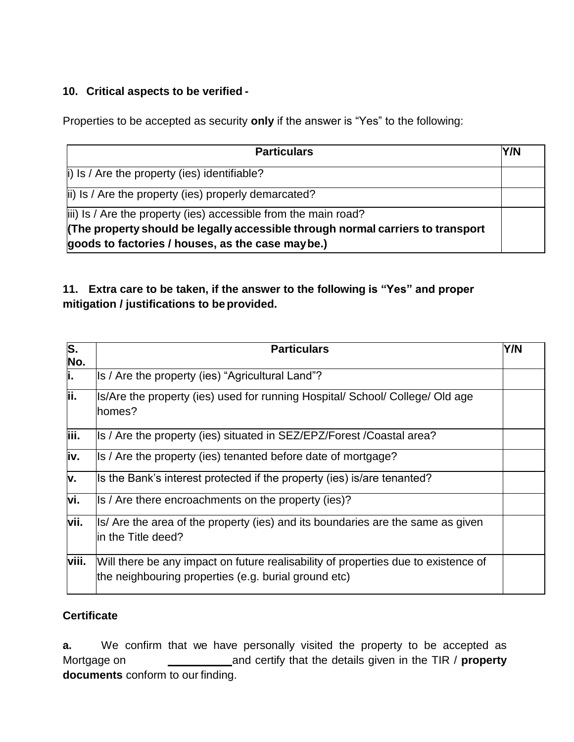**10. Critical aspects to be verified -**

Properties to be accepted as security **only** if the answer is “Yes” to the following:

| Particulars | Y/N |
|---|---|
| i) Is / Are the property (ies) identifiable? | |
| ii) Is / Are the property (ies) properly demarcated? | |
| iii) Is / Are the property (ies) accessible from the main road? **(The property should be legally accessible through normal carriers to transport goods to factories / houses, as the case maybe.)** | |

**11. Extra care to be taken, if the answer to the following is “Yes” and proper mitigation / justifications to be provided.**

| S. No. | Particulars | Y/N |
|---|---|---|
| **i.** | Is / Are the property (ies) “Agricultural Land”? | |
| **ii.** | Is/Are the property (ies) used for running Hospital/ School/ College/ Old age homes? | |
| **iii.** | Is / Are the property (ies) situated in SEZ/EPZ/Forest /Coastal area? | |
| **iv.** | Is / Are the property (ies) tenanted before date of mortgage? | |
| **v.** | Is the Bank’s interest protected if the property (ies) is/are tenanted? | |
| **vi.** | Is / Are there encroachments on the property (ies)? | |
| **vii.** | Is/ Are the area of the property (ies) and its boundaries are the same as given in the Title deed? | |
| **viii.** | Will there be any impact on future realisability of properties due to existence of the neighbouring properties (e.g. burial ground etc) | |

**Certificate**

**a.** We confirm that we have personally visited the property to be accepted as Mortgage on __________ and certify that the details given in the TIR / **property documents** conform to our finding.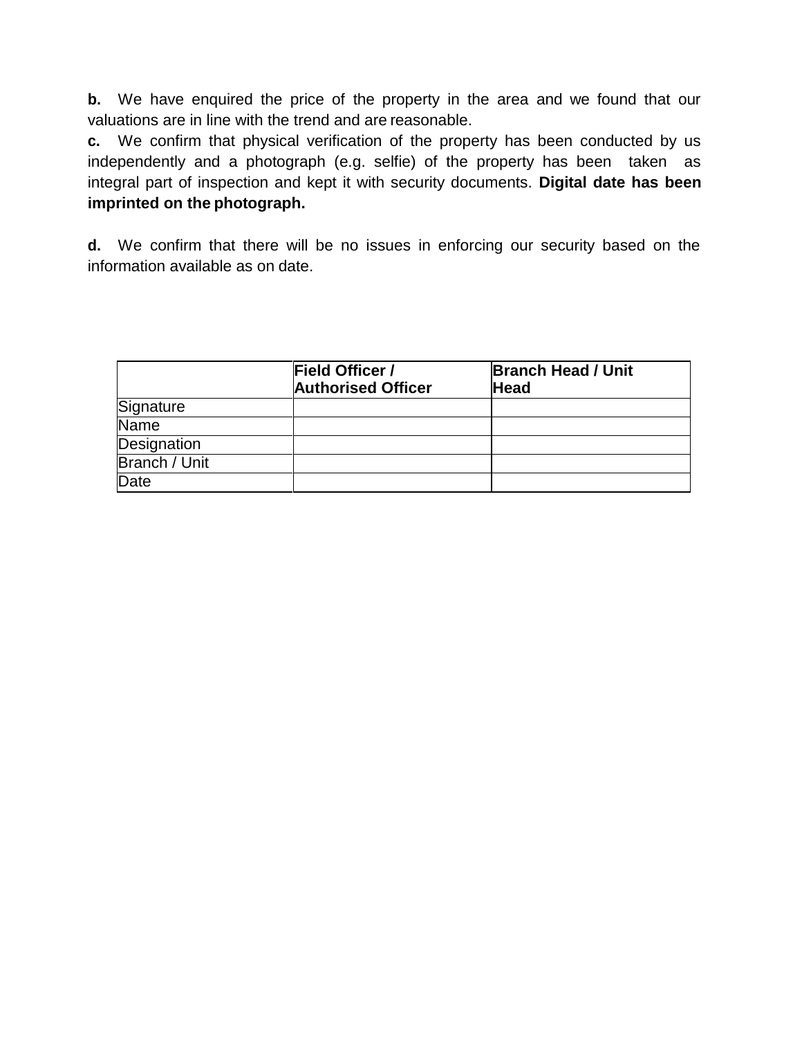**b.** We have enquired the price of the property in the area and we found that our valuations are in line with the trend and are reasonable.

**c.** We confirm that physical verification of the property has been conducted by us independently and a photograph (e.g. selfie) of the property has been taken as integral part of inspection and kept it with security documents. **Digital date has been imprinted on the photograph.**

**d.** We confirm that there will be no issues in enforcing our security based on the information available as on date.

| | **Field Officer / Authorised Officer** | **Branch Head / Unit Head** |
|---|---|---|
| Signature | | |
| Name | | |
| Designation | | |
| Branch / Unit | | |
| Date | | |